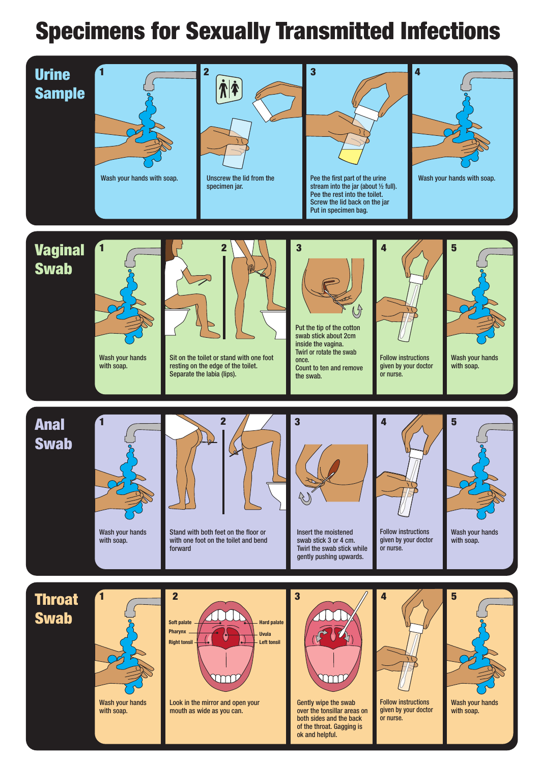# Specimens for Sexually Transmitted Infections

## Urine Sample

1. Wash your hands with soap.
2. Unscrew the lid from the specimen jar.
3. Pee the first part of the urine stream into the jar (about ½ full). Pee the rest into the toilet. Screw the lid back on the jar Put in specimen bag.
4. Wash your hands with soap.

## Vaginal Swab

1. Wash your hands with soap.
2. Sit on the toilet or stand with one foot resting on the edge of the toilet. Separate the labia (lips).
3. Put the tip of the cotton swab stick about 2cm inside the vagina. Twirl or rotate the swab once. Count to ten and remove the swab.
4. Follow instructions given by your doctor or nurse.
5. Wash your hands with soap.

## Anal Swab

1. Wash your hands with soap.
2. Stand with both feet on the floor or with one foot on the toilet and bend forward
3. Insert the moistened swab stick 3 or 4 cm. Twirl the swab stick while gently pushing upwards.
4. Follow instructions given by your doctor or nurse.
5. Wash your hands with soap.

## Throat Swab

1. Wash your hands with soap.
2. Look in the mirror and open your mouth as wide as you can.
   - Soft palate
   - Pharynx
   - Right tonsil
   - Hard palate
   - Uvula
   - Left tonsil
3. Gently wipe the swab over the tonsillar areas on both sides and the back of the throat. Gagging is ok and helpful.
4. Follow instructions given by your doctor or nurse.
5. Wash your hands with soap.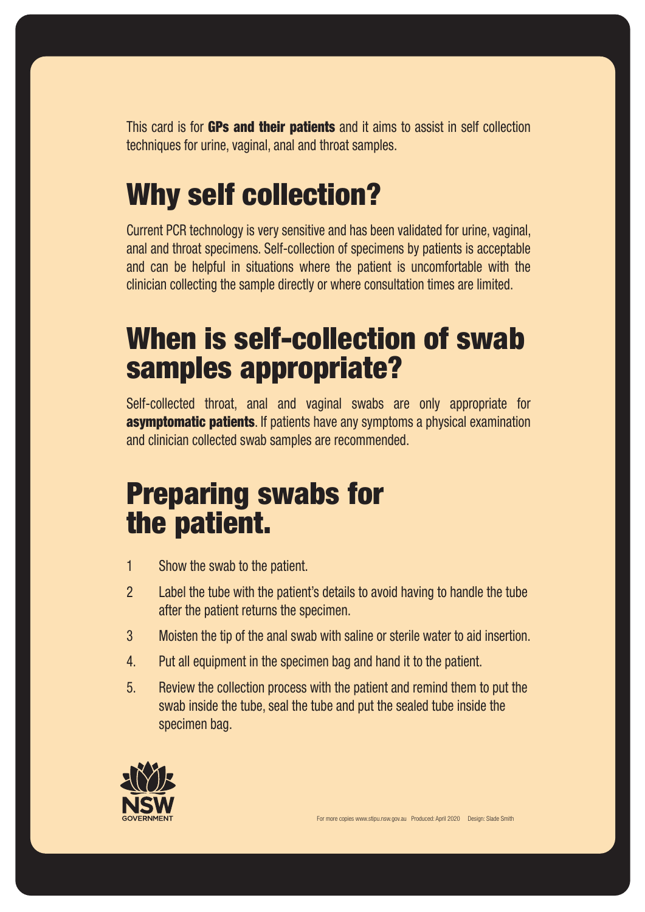This card is for **GPs and their patients** and it aims to assist in self collection techniques for urine, vaginal, anal and throat samples.

# Why self collection?

Current PCR technology is very sensitive and has been validated for urine, vaginal, anal and throat specimens. Self-collection of specimens by patients is acceptable and can be helpful in situations where the patient is uncomfortable with the clinician collecting the sample directly or where consultation times are limited.

# When is self-collection of swab samples appropriate?

Self-collected throat, anal and vaginal swabs are only appropriate for **asymptomatic patients**. If patients have any symptoms a physical examination and clinician collected swab samples are recommended.

# Preparing swabs for the patient.

1 Show the swab to the patient.

2 Label the tube with the patient's details to avoid having to handle the tube after the patient returns the specimen.

3 Moisten the tip of the anal swab with saline or sterile water to aid insertion.

4. Put all equipment in the specimen bag and hand it to the patient.

5. Review the collection process with the patient and remind them to put the swab inside the tube, seal the tube and put the sealed tube inside the specimen bag.

NSW GOVERNMENT

For more copies www.stipu.nsw.gov.au Produced: April 2020 Design: Slade Smith